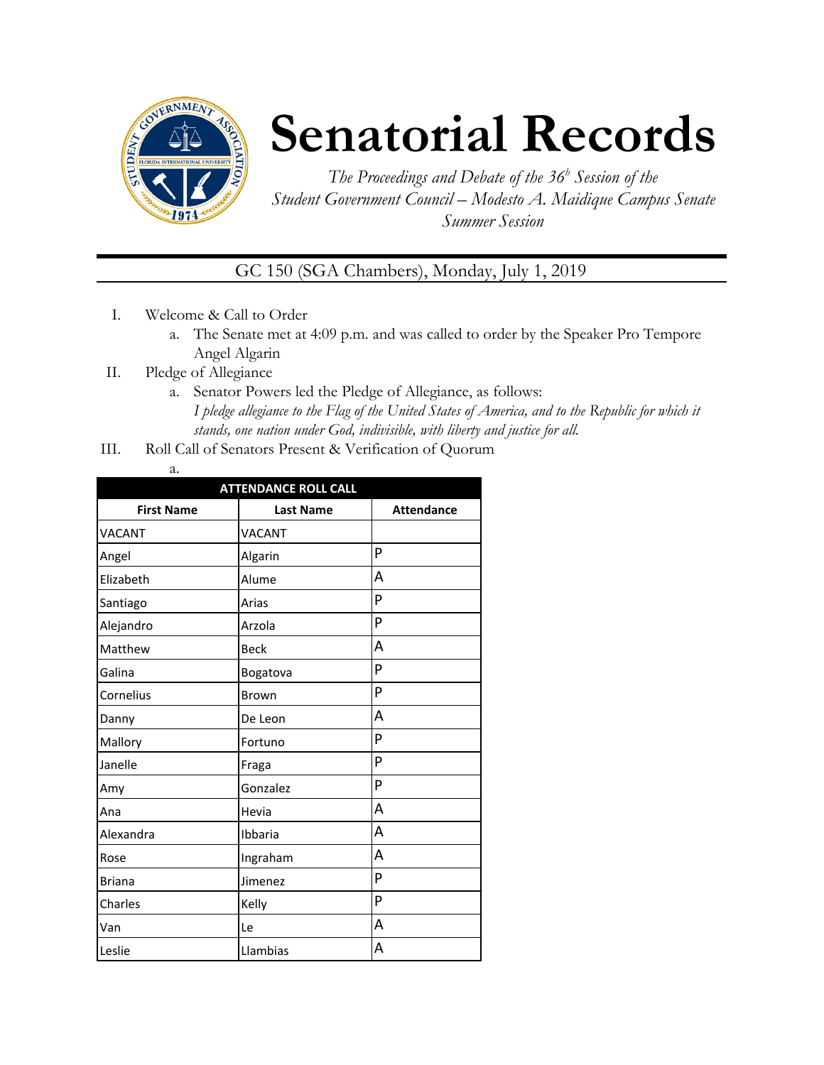# Senatorial Records

*The Proceedings and Debate of the 36[b] Session of the Student Government Council – Modesto A. Maidique Campus Senate Summer Session*

GC 150 (SGA Chambers), Monday, July 1, 2019

I. Welcome & Call to Order
   a. The Senate met at 4:09 p.m. and was called to order by the Speaker Pro Tempore Angel Algarin

II. Pledge of Allegiance
   a. Senator Powers led the Pledge of Allegiance, as follows:
   *I pledge allegiance to the Flag of the United States of America, and to the Republic for which it stands, one nation under God, indivisible, with liberty and justice for all.*

III. Roll Call of Senators Present & Verification of Quorum
   a.

| ATTENDANCE ROLL CALL | | |
|---|---|---|
| **First Name** | **Last Name** | **Attendance** |
| VACANT | VACANT | |
| Angel | Algarin | P |
| Elizabeth | Alume | A |
| Santiago | Arias | P |
| Alejandro | Arzola | P |
| Matthew | Beck | A |
| Galina | Bogatova | P |
| Cornelius | Brown | P |
| Danny | De Leon | A |
| Mallory | Fortuno | P |
| Janelle | Fraga | P |
| Amy | Gonzalez | P |
| Ana | Hevia | A |
| Alexandra | Ibbaria | A |
| Rose | Ingraham | A |
| Briana | Jimenez | P |
| Charles | Kelly | P |
| Van | Le | A |
| Leslie | Llambias | A |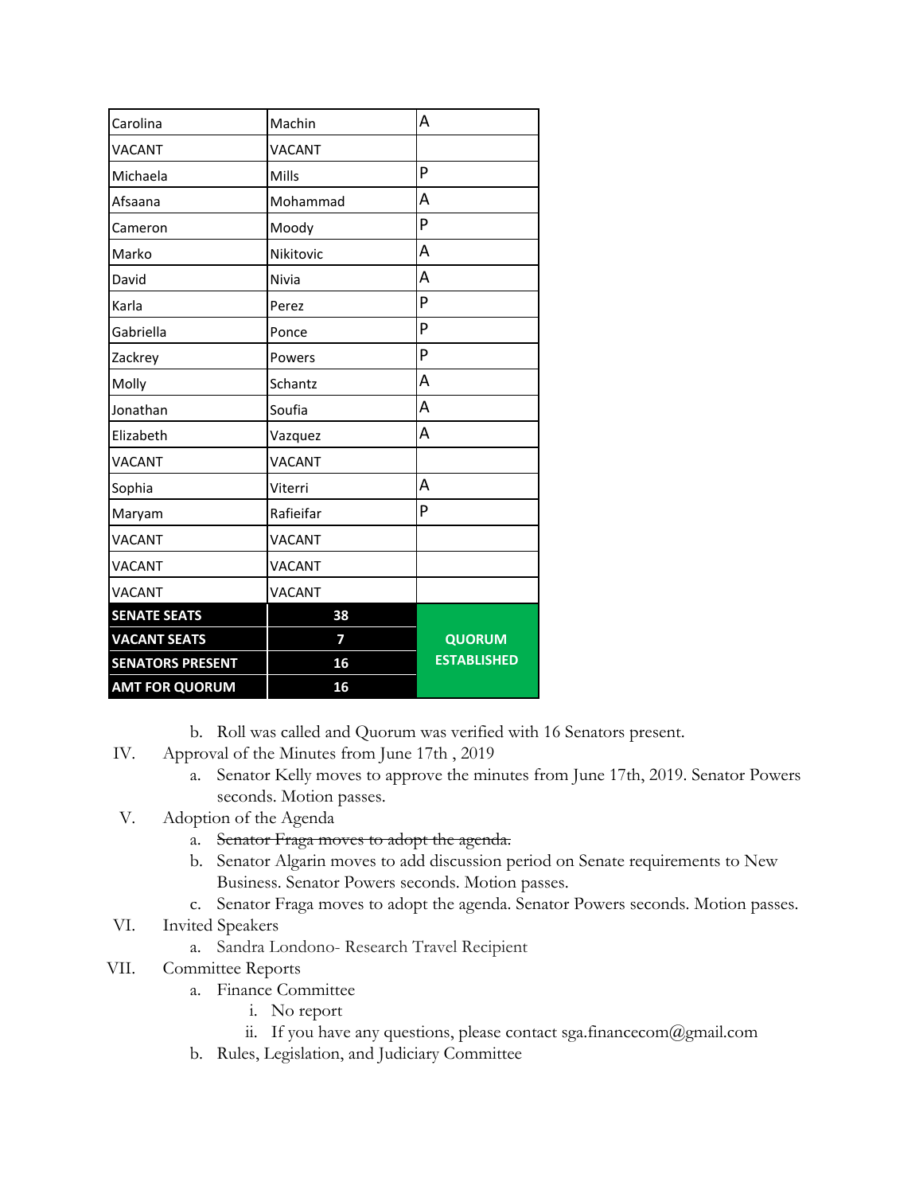| | | |
|---|---|---|
| Carolina | Machin | A |
| VACANT | VACANT | |
| Michaela | Mills | P |
| Afsaana | Mohammad | A |
| Cameron | Moody | P |
| Marko | Nikitovic | A |
| David | Nivia | A |
| Karla | Perez | P |
| Gabriella | Ponce | P |
| Zackrey | Powers | P |
| Molly | Schantz | A |
| Jonathan | Soufia | A |
| Elizabeth | Vazquez | A |
| VACANT | VACANT | |
| Sophia | Viterri | A |
| Maryam | Rafieifar | P |
| VACANT | VACANT | |
| VACANT | VACANT | |
| VACANT | VACANT | |
| **SENATE SEATS** | **38** | **QUORUM ESTABLISHED** |
| **VACANT SEATS** | **7** | |
| **SENATORS PRESENT** | **16** | |
| **AMT FOR QUORUM** | **16** | |

b. Roll was called and Quorum was verified with 16 Senators present.

IV. Approval of the Minutes from June 17th , 2019
  a. Senator Kelly moves to approve the minutes from June 17th, 2019. Senator Powers seconds. Motion passes.

V. Adoption of the Agenda
  a. ~~Senator Fraga moves to adopt the agenda.~~
  b. Senator Algarin moves to add discussion period on Senate requirements to New Business. Senator Powers seconds. Motion passes.
  c. Senator Fraga moves to adopt the agenda. Senator Powers seconds. Motion passes.

VI. Invited Speakers
  a. Sandra Londono- Research Travel Recipient

VII. Committee Reports
  a. Finance Committee
    i. No report
    ii. If you have any questions, please contact sga.financecom@gmail.com
  b. Rules, Legislation, and Judiciary Committee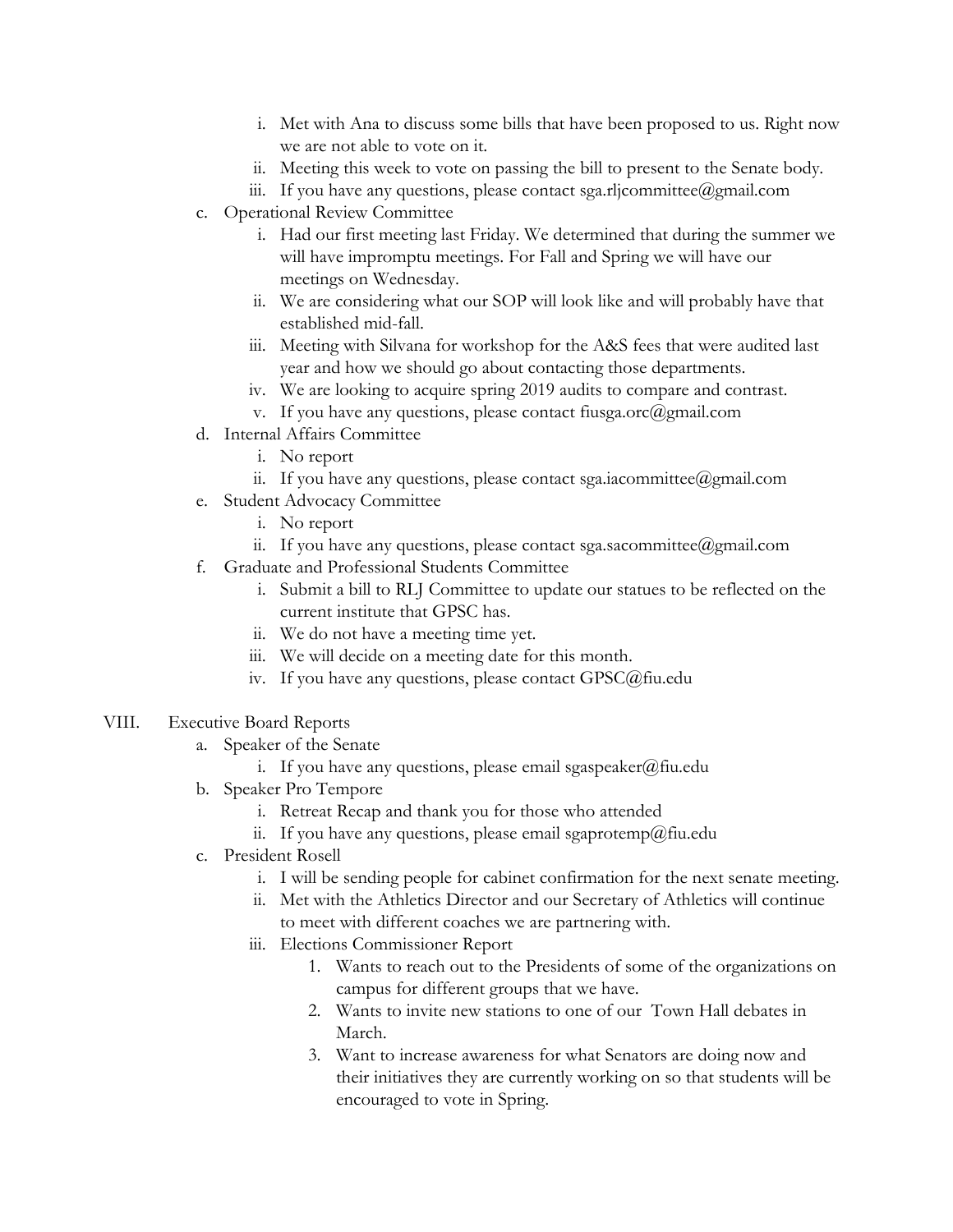i. Met with Ana to discuss some bills that have been proposed to us. Right now we are not able to vote on it.
  ii. Meeting this week to vote on passing the bill to present to the Senate body.
  iii. If you have any questions, please contact sga.rljcommittee@gmail.com

c. Operational Review Committee
  i. Had our first meeting last Friday. We determined that during the summer we will have impromptu meetings. For Fall and Spring we will have our meetings on Wednesday.
  ii. We are considering what our SOP will look like and will probably have that established mid-fall.
  iii. Meeting with Silvana for workshop for the A&S fees that were audited last year and how we should go about contacting those departments.
  iv. We are looking to acquire spring 2019 audits to compare and contrast.
  v. If you have any questions, please contact fiusga.orc@gmail.com

d. Internal Affairs Committee
  i. No report
  ii. If you have any questions, please contact sga.iacommittee@gmail.com

e. Student Advocacy Committee
  i. No report
  ii. If you have any questions, please contact sga.sacommittee@gmail.com

f. Graduate and Professional Students Committee
  i. Submit a bill to RLJ Committee to update our statues to be reflected on the current institute that GPSC has.
  ii. We do not have a meeting time yet.
  iii. We will decide on a meeting date for this month.
  iv. If you have any questions, please contact GPSC@fiu.edu

VIII. Executive Board Reports

a. Speaker of the Senate
  i. If you have any questions, please email sgaspeaker@fiu.edu

b. Speaker Pro Tempore
  i. Retreat Recap and thank you for those who attended
  ii. If you have any questions, please email sgaprotemp@fiu.edu

c. President Rosell
  i. I will be sending people for cabinet confirmation for the next senate meeting.
  ii. Met with the Athletics Director and our Secretary of Athletics will continue to meet with different coaches we are partnering with.
  iii. Elections Commissioner Report
    1. Wants to reach out to the Presidents of some of the organizations on campus for different groups that we have.
    2. Wants to invite new stations to one of our Town Hall debates in March.
    3. Want to increase awareness for what Senators are doing now and their initiatives they are currently working on so that students will be encouraged to vote in Spring.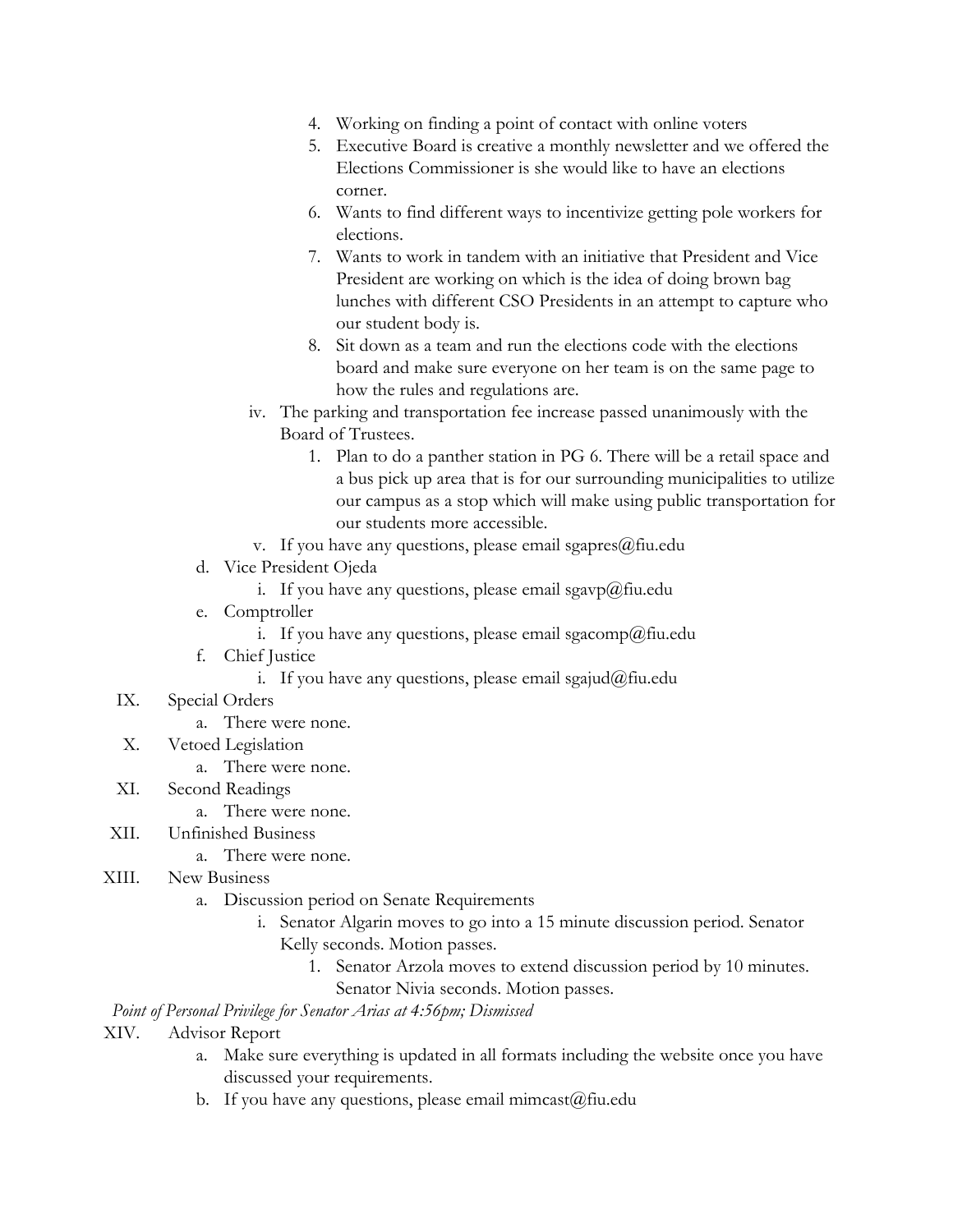4. Working on finding a point of contact with online voters
5. Executive Board is creative a monthly newsletter and we offered the Elections Commissioner is she would like to have an elections corner.
6. Wants to find different ways to incentivize getting pole workers for elections.
7. Wants to work in tandem with an initiative that President and Vice President are working on which is the idea of doing brown bag lunches with different CSO Presidents in an attempt to capture who our student body is.
8. Sit down as a team and run the elections code with the elections board and make sure everyone on her team is on the same page to how the rules and regulations are.

iv. The parking and transportation fee increase passed unanimously with the Board of Trustees.

1. Plan to do a panther station in PG 6. There will be a retail space and a bus pick up area that is for our surrounding municipalities to utilize our campus as a stop which will make using public transportation for our students more accessible.

v. If you have any questions, please email sgapres@fiu.edu

d. Vice President Ojeda

i. If you have any questions, please email sgavp@fiu.edu

e. Comptroller

i. If you have any questions, please email sgacomp@fiu.edu

f. Chief Justice

i. If you have any questions, please email sgajud@fiu.edu

IX. Special Orders

a. There were none.

X. Vetoed Legislation

a. There were none.

XI. Second Readings

a. There were none.

XII. Unfinished Business

a. There were none.

XIII. New Business

a. Discussion period on Senate Requirements

i. Senator Algarin moves to go into a 15 minute discussion period. Senator Kelly seconds. Motion passes.

1. Senator Arzola moves to extend discussion period by 10 minutes. Senator Nivia seconds. Motion passes.

*Point of Personal Privilege for Senator Arias at 4:56pm; Dismissed*

XIV. Advisor Report

a. Make sure everything is updated in all formats including the website once you have discussed your requirements.

b. If you have any questions, please email mimcast@fiu.edu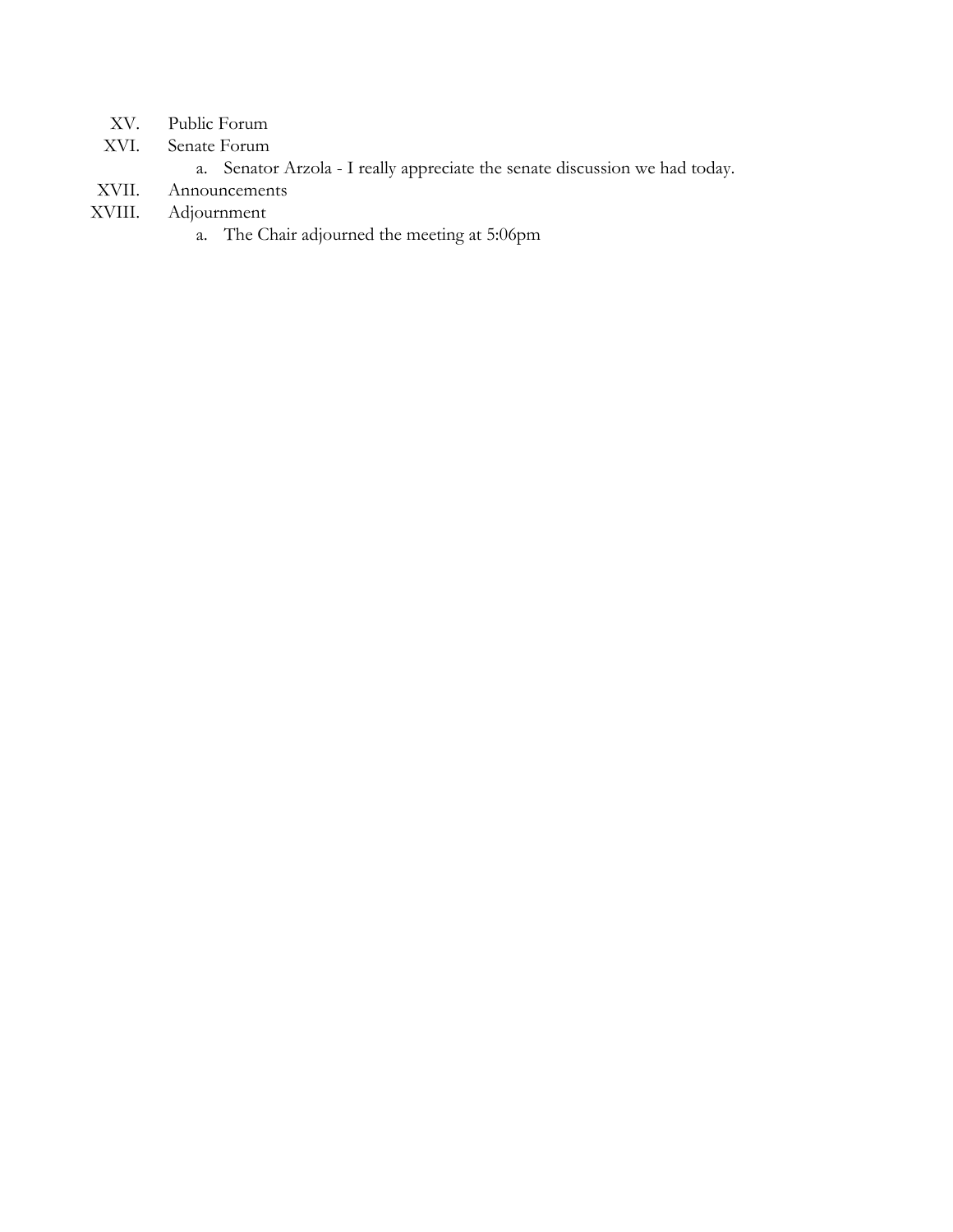XV. Public Forum

XVI. Senate Forum

   a. Senator Arzola - I really appreciate the senate discussion we had today.

XVII. Announcements

XVIII. Adjournment

   a. The Chair adjourned the meeting at 5:06pm